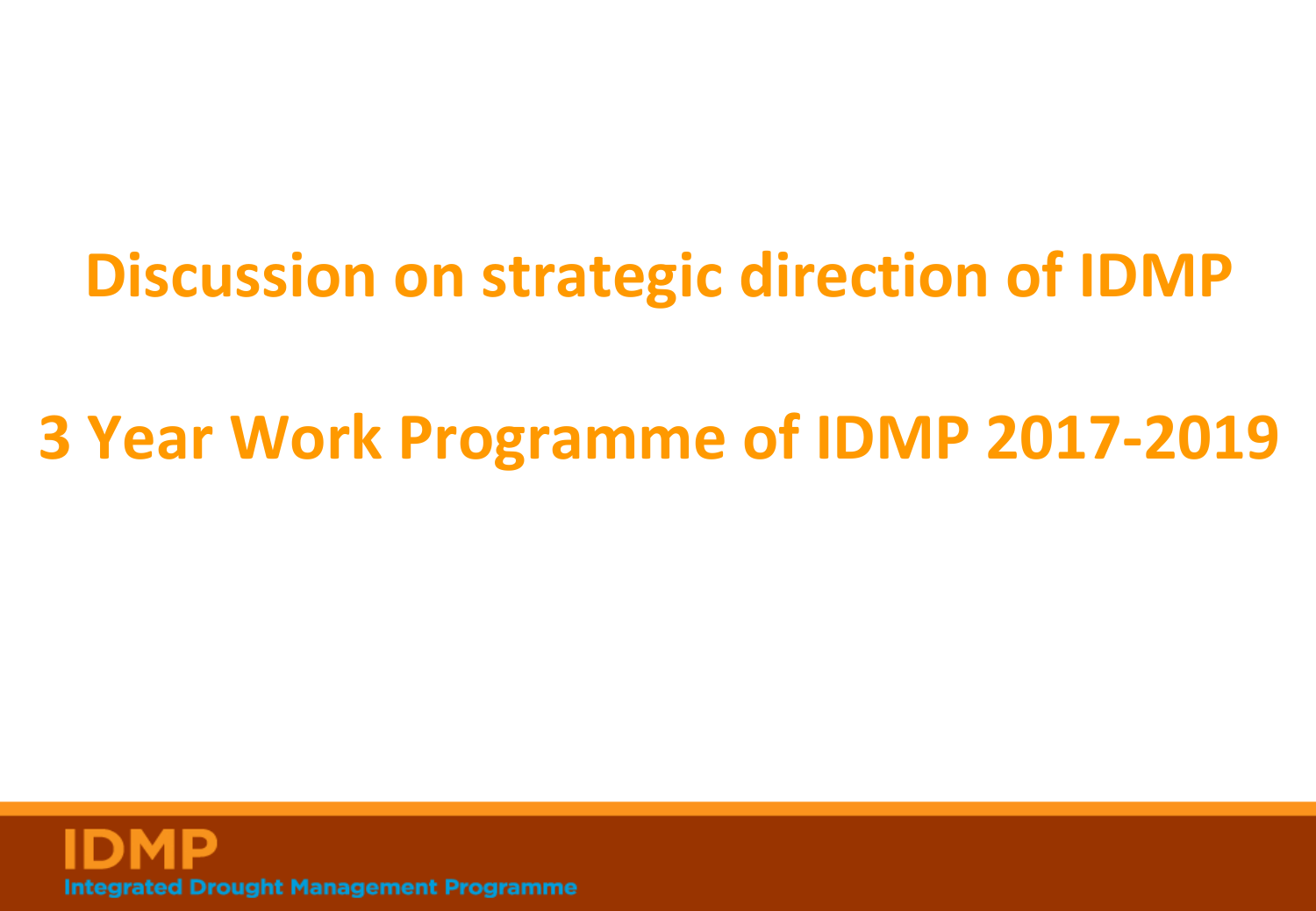# Discussion on strategic direction of IDMP

# 3 Year Work Programme of IDMP 2017-2019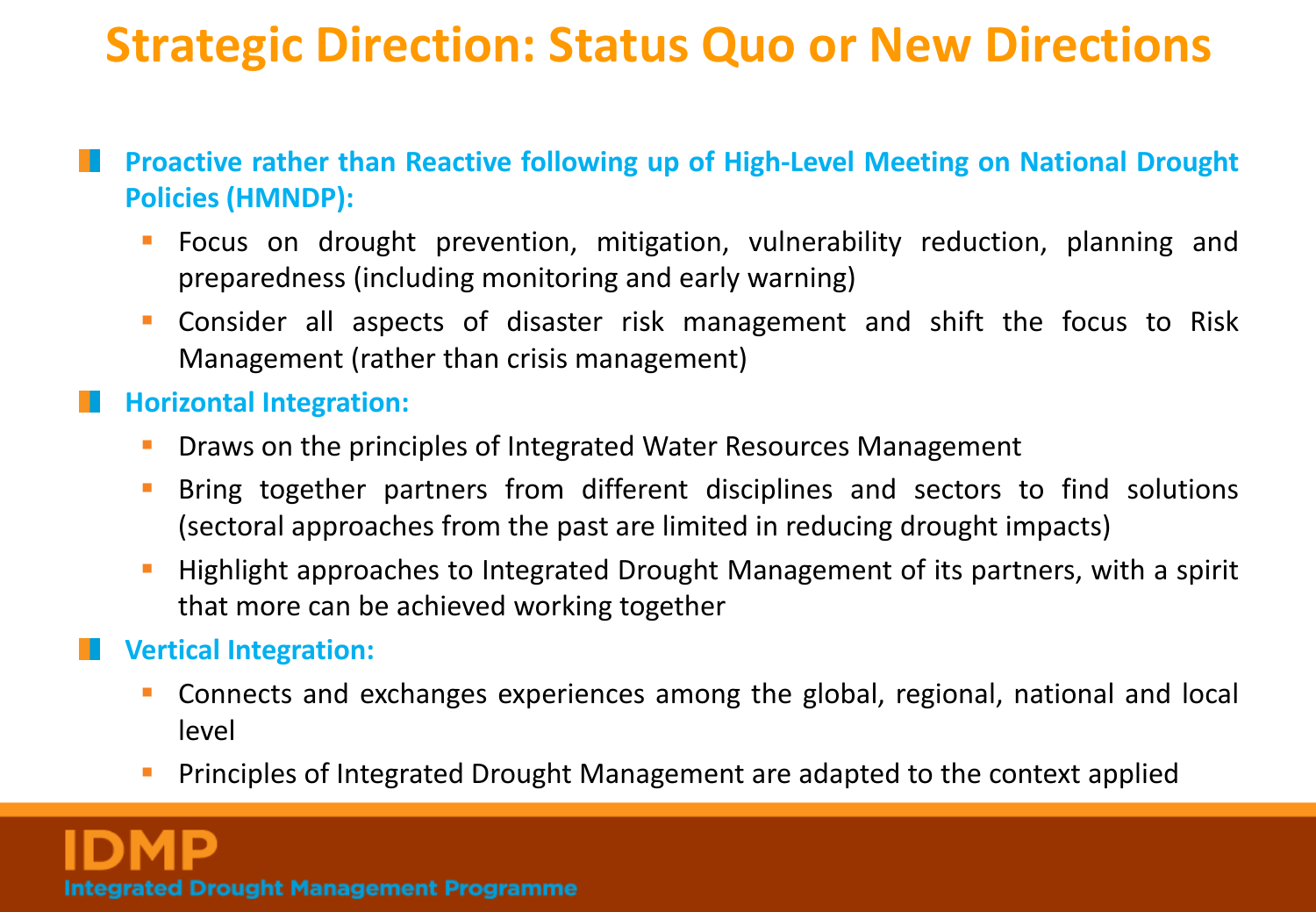# Strategic Direction: Status Quo or New Directions

- **Proactive rather than Reactive following up of High-Level Meeting on National Drought Policies (HMNDP):**
  - Focus on drought prevention, mitigation, vulnerability reduction, planning and preparedness (including monitoring and early warning)
  - Consider all aspects of disaster risk management and shift the focus to Risk Management (rather than crisis management)
- **Horizontal Integration:**
  - Draws on the principles of Integrated Water Resources Management
  - Bring together partners from different disciplines and sectors to find solutions (sectoral approaches from the past are limited in reducing drought impacts)
  - Highlight approaches to Integrated Drought Management of its partners, with a spirit that more can be achieved working together
- **Vertical Integration:**
  - Connects and exchanges experiences among the global, regional, national and local level
  - Principles of Integrated Drought Management are adapted to the context applied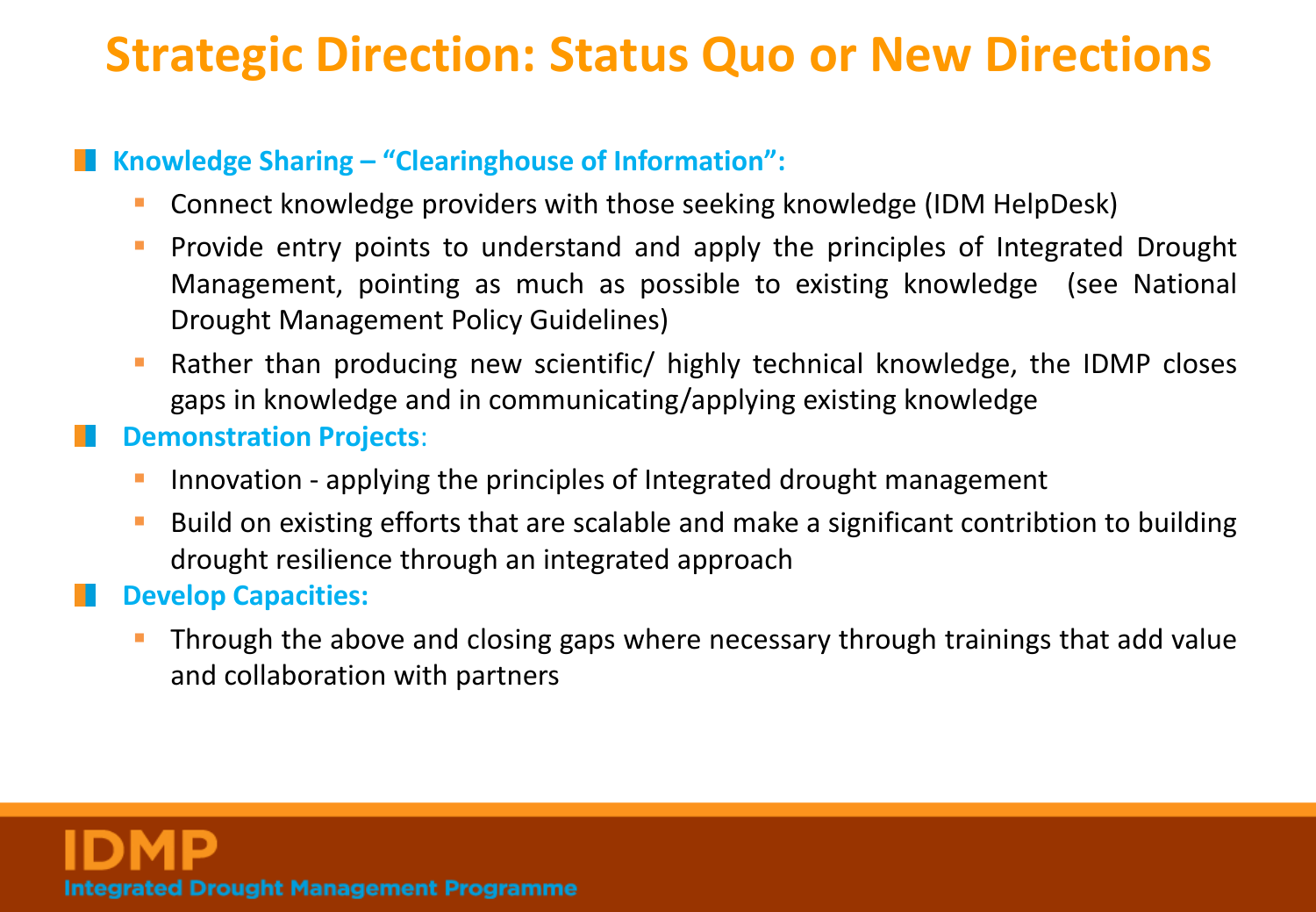# Strategic Direction: Status Quo or New Directions

- **Knowledge Sharing – "Clearinghouse of Information":**
  - Connect knowledge providers with those seeking knowledge (IDM HelpDesk)
  - Provide entry points to understand and apply the principles of Integrated Drought Management, pointing as much as possible to existing knowledge (see National Drought Management Policy Guidelines)
  - Rather than producing new scientific/ highly technical knowledge, the IDMP closes gaps in knowledge and in communicating/applying existing knowledge
- **Demonstration Projects**:
  - Innovation - applying the principles of Integrated drought management
  - Build on existing efforts that are scalable and make a significant contribtion to building drought resilience through an integrated approach
- **Develop Capacities:**
  - Through the above and closing gaps where necessary through trainings that add value and collaboration with partners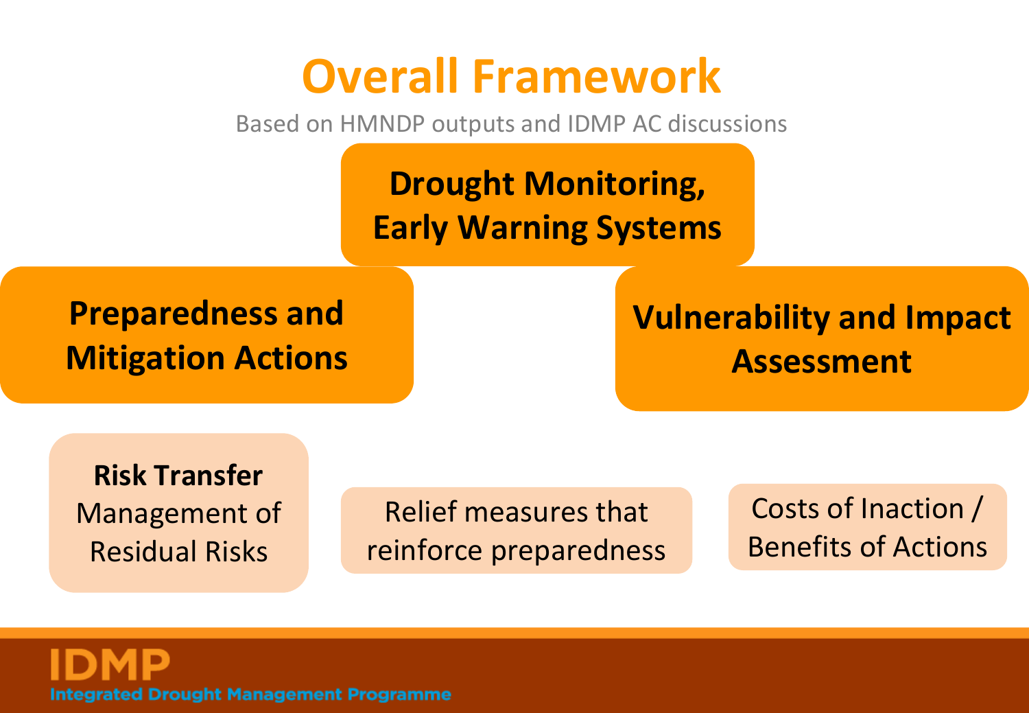# Overall Framework

Based on HMNDP outputs and IDMP AC discussions

**Drought Monitoring, Early Warning Systems**

**Preparedness and Mitigation Actions**

**Vulnerability and Impact Assessment**

**Risk Transfer**
Management of Residual Risks

Relief measures that reinforce preparedness

Costs of Inaction / Benefits of Actions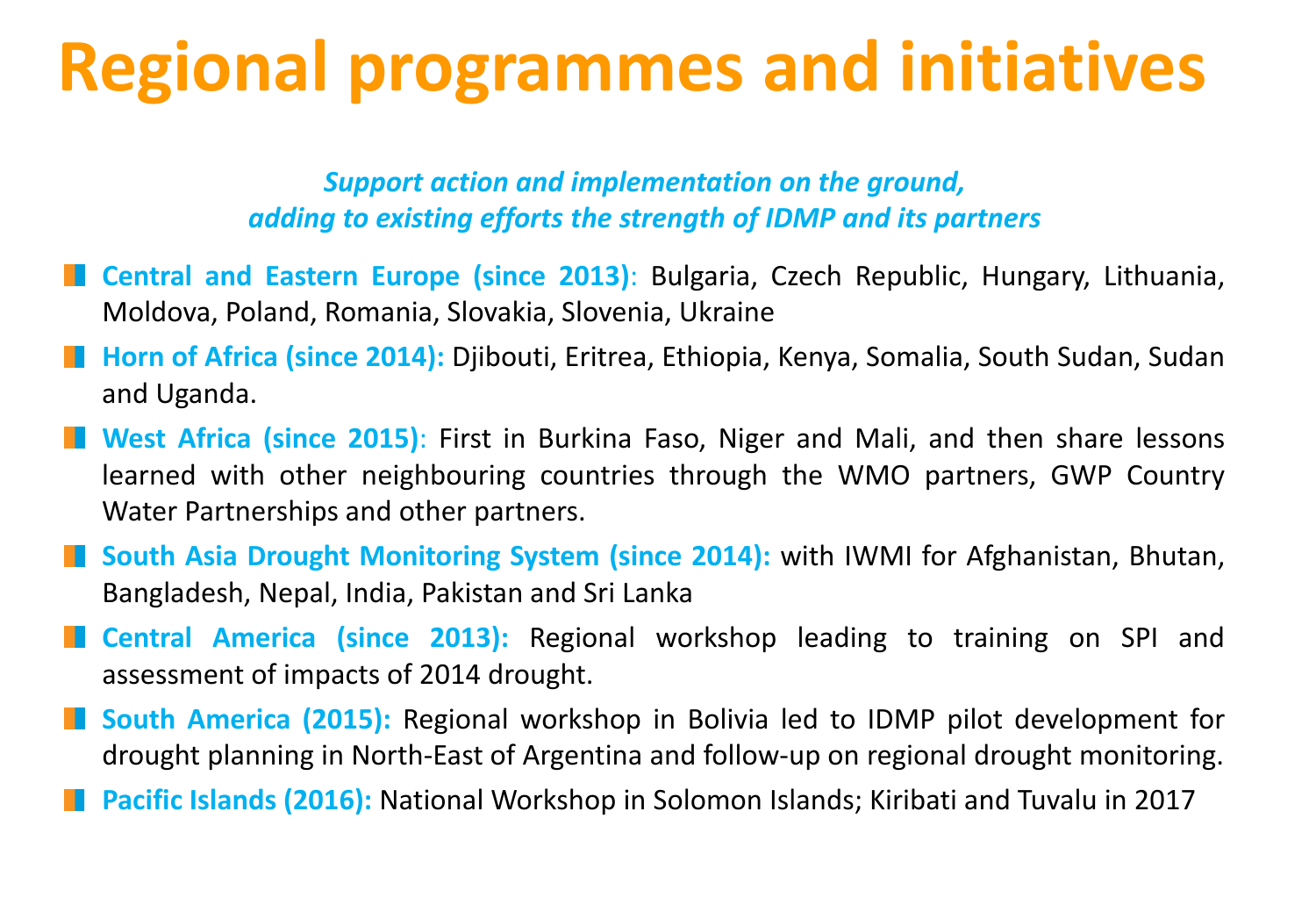# Regional programmes and initiatives

*Support action and implementation on the ground, adding to existing efforts the strength of IDMP and its partners*

- **Central and Eastern Europe (since 2013)**: Bulgaria, Czech Republic, Hungary, Lithuania, Moldova, Poland, Romania, Slovakia, Slovenia, Ukraine
- **Horn of Africa (since 2014):** Djibouti, Eritrea, Ethiopia, Kenya, Somalia, South Sudan, Sudan and Uganda.
- **West Africa (since 2015)**: First in Burkina Faso, Niger and Mali, and then share lessons learned with other neighbouring countries through the WMO partners, GWP Country Water Partnerships and other partners.
- **South Asia Drought Monitoring System (since 2014):** with IWMI for Afghanistan, Bhutan, Bangladesh, Nepal, India, Pakistan and Sri Lanka
- **Central America (since 2013):** Regional workshop leading to training on SPI and assessment of impacts of 2014 drought.
- **South America (2015):** Regional workshop in Bolivia led to IDMP pilot development for drought planning in North-East of Argentina and follow-up on regional drought monitoring.
- **Pacific Islands (2016):** National Workshop in Solomon Islands; Kiribati and Tuvalu in 2017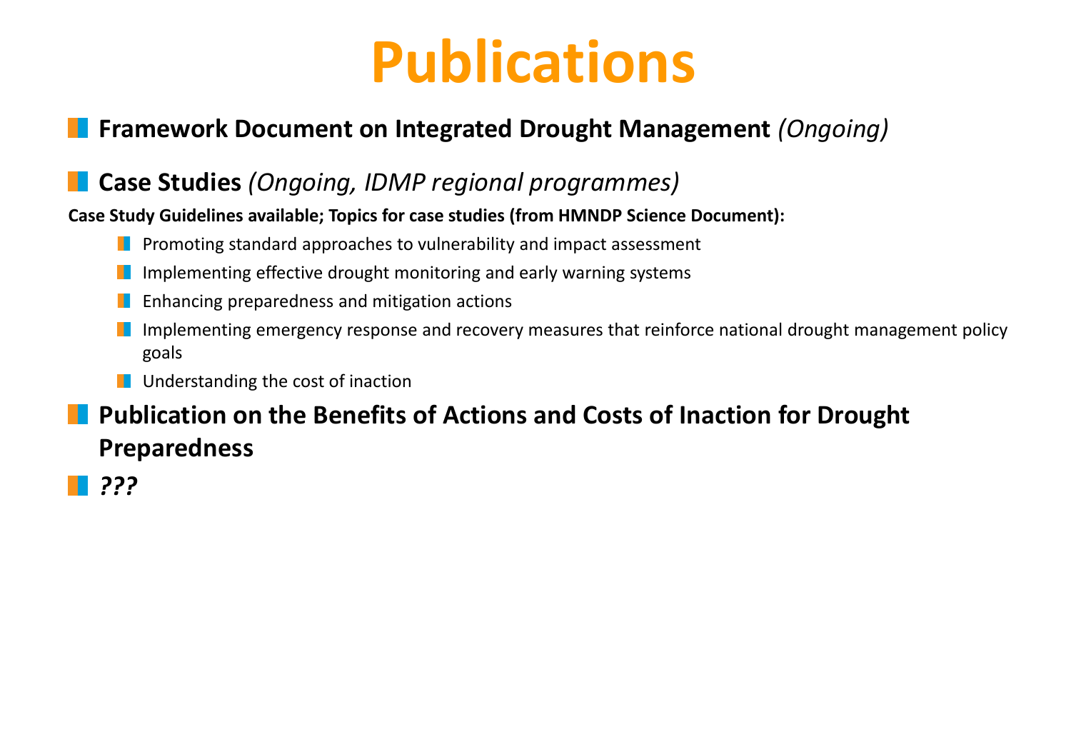# Publications

- **Framework Document on Integrated Drought Management** *(Ongoing)*
- **Case Studies** *(Ongoing, IDMP regional programmes)*

**Case Study Guidelines available; Topics for case studies (from HMNDP Science Document):**

  - Promoting standard approaches to vulnerability and impact assessment
  - Implementing effective drought monitoring and early warning systems
  - Enhancing preparedness and mitigation actions
  - Implementing emergency response and recovery measures that reinforce national drought management policy goals
  - Understanding the cost of inaction

- **Publication on the Benefits of Actions and Costs of Inaction for Drought Preparedness**
- ***???***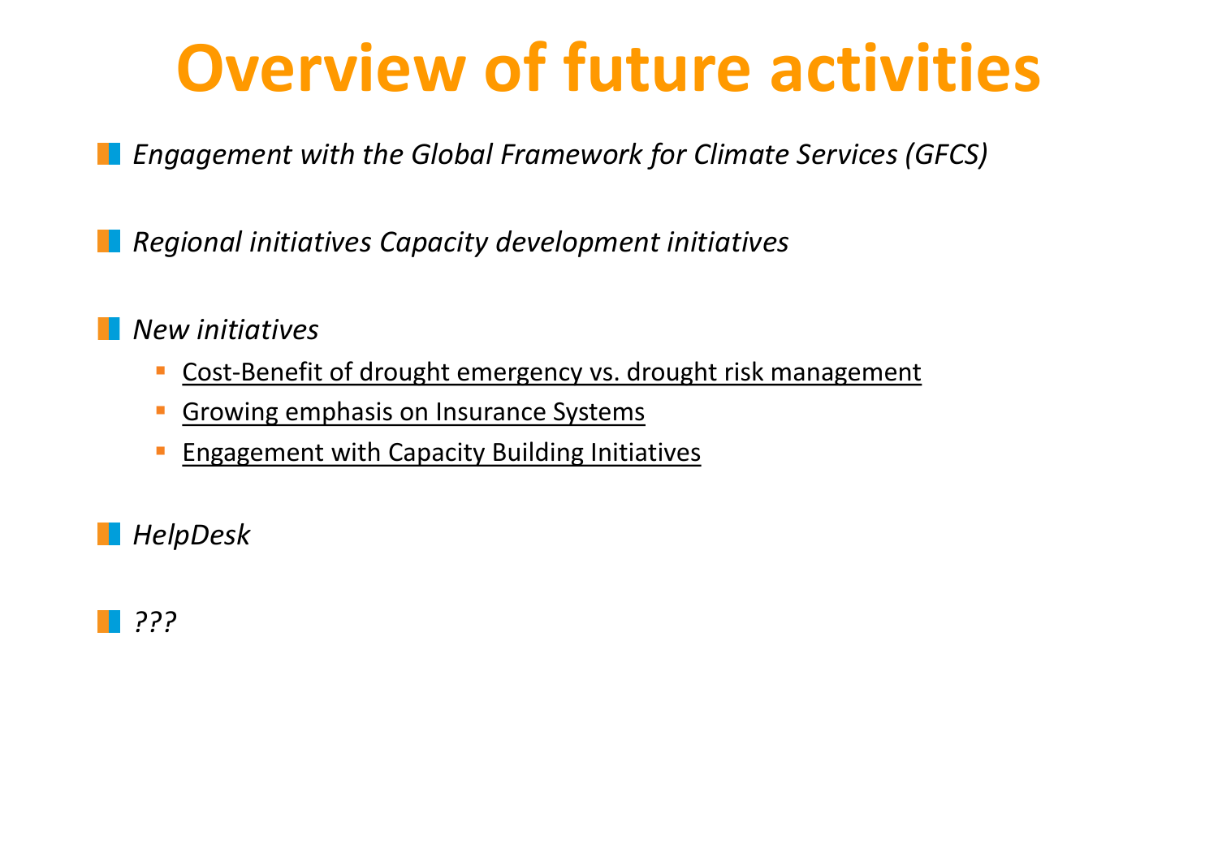# Overview of future activities

- *Engagement with the Global Framework for Climate Services (GFCS)*

- *Regional initiatives Capacity development initiatives*

- *New initiatives*
  - <u>Cost-Benefit of drought emergency vs. drought risk management</u>
  - <u>Growing emphasis on Insurance Systems</u>
  - <u>Engagement with Capacity Building Initiatives</u>

- *HelpDesk*

- *???*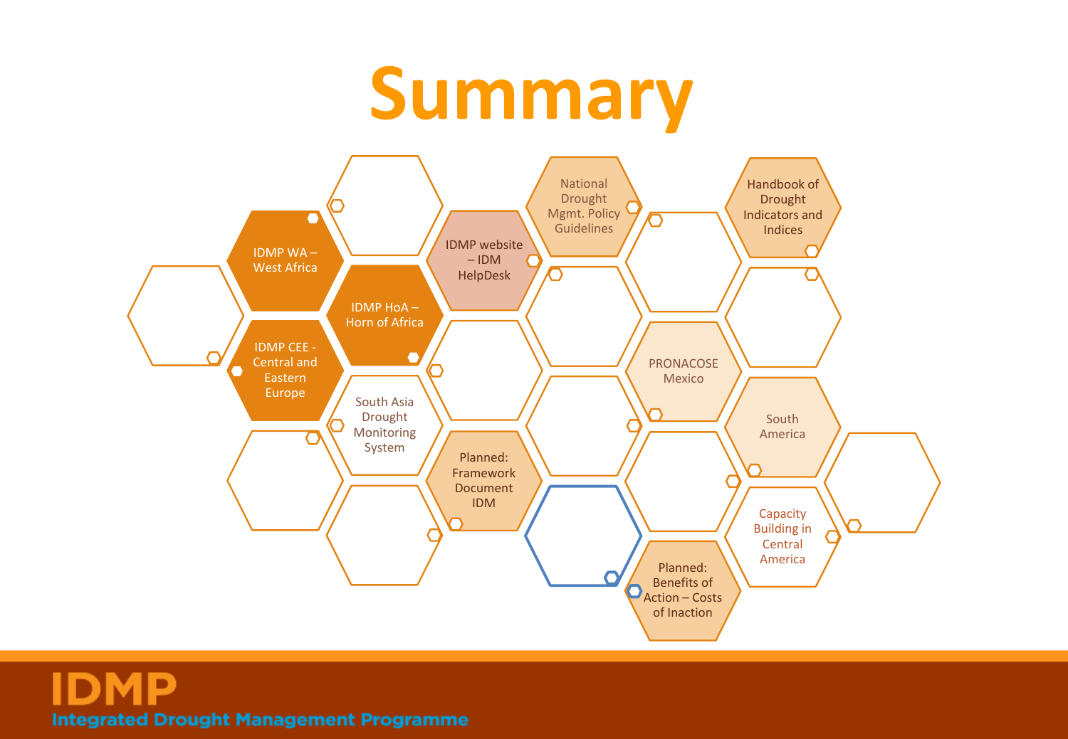# Summary

IDMP WA – West Africa

IDMP HoA – Horn of Africa

IDMP CEE - Central and Eastern Europe

South Asia Drought Monitoring System

IDMP website – IDM HelpDesk

Planned: Framework Document IDM

National Drought Mgmt. Policy Guidelines

PRONACOSE Mexico

Planned: Benefits of Action – Costs of Inaction

Handbook of Drought Indicators and Indices

South America

Capacity Building in Central America